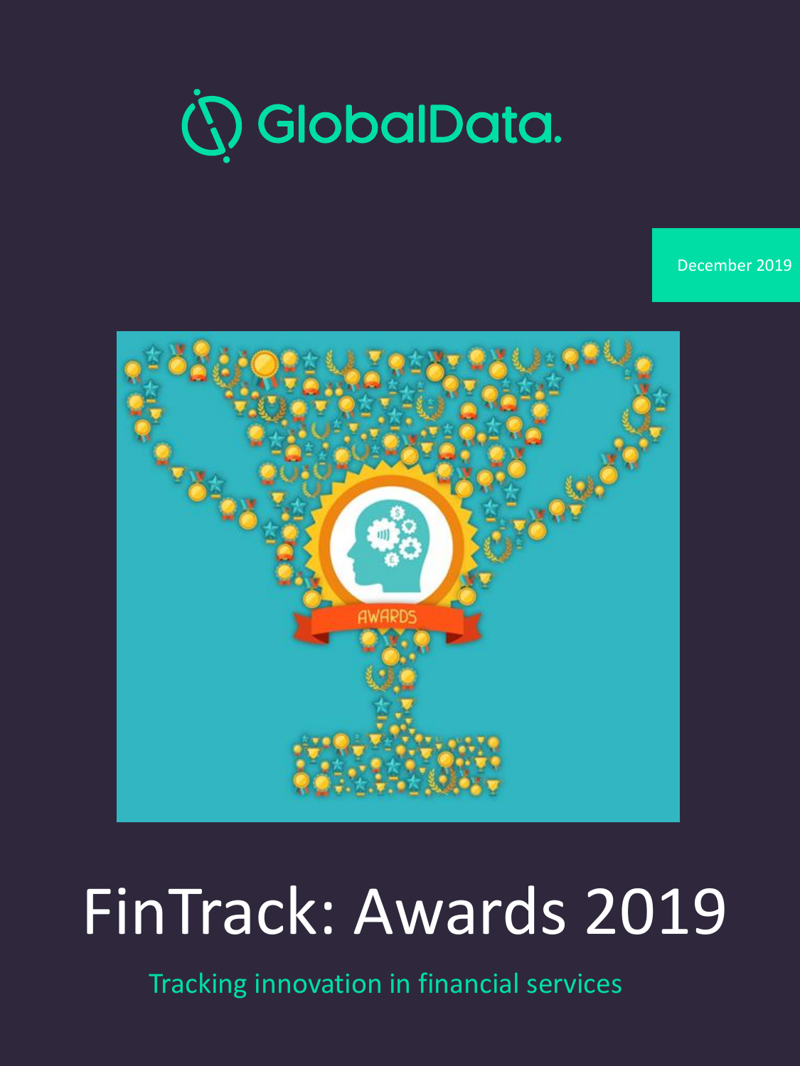GlobalData.

December 2019

# FinTrack: Awards 2019

Tracking innovation in financial services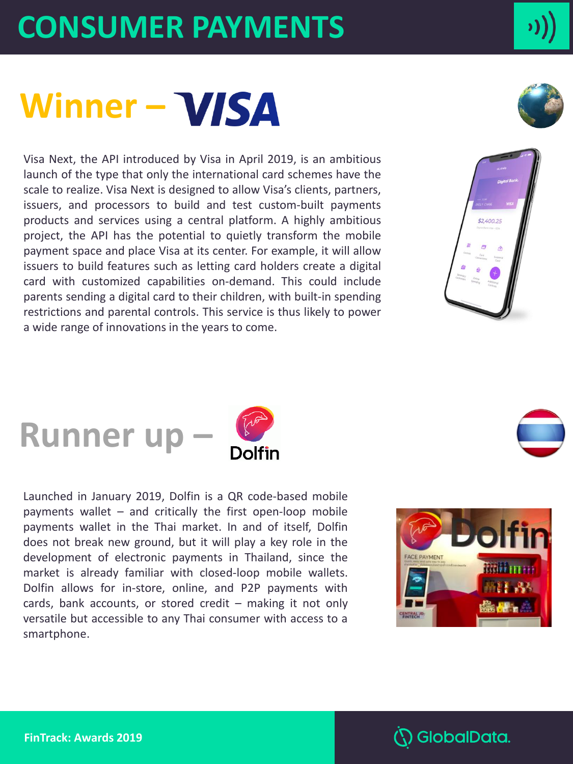# CONSUMER PAYMENTS

## Winner – VISA

Visa Next, the API introduced by Visa in April 2019, is an ambitious launch of the type that only the international card schemes have the scale to realize. Visa Next is designed to allow Visa's clients, partners, issuers, and processors to build and test custom-built payments products and services using a central platform. A highly ambitious project, the API has the potential to quietly transform the mobile payment space and place Visa at its center. For example, it will allow issuers to build features such as letting card holders create a digital card with customized capabilities on-demand. This could include parents sending a digital card to their children, with built-in spending restrictions and parental controls. This service is thus likely to power a wide range of innovations in the years to come.

## Runner up – Dolfin

Launched in January 2019, Dolfin is a QR code-based mobile payments wallet – and critically the first open-loop mobile payments wallet in the Thai market. In and of itself, Dolfin does not break new ground, but it will play a key role in the development of electronic payments in Thailand, since the market is already familiar with closed-loop mobile wallets. Dolfin allows for in-store, online, and P2P payments with cards, bank accounts, or stored credit – making it not only versatile but accessible to any Thai consumer with access to a smartphone.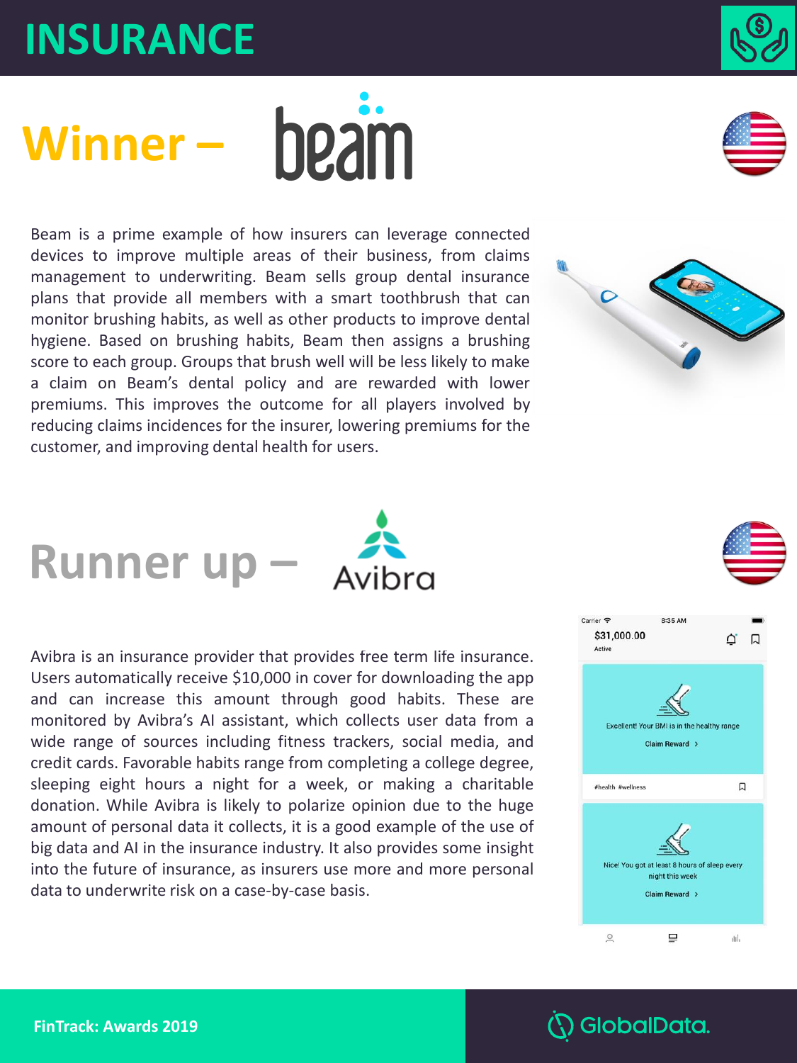# INSURANCE

## Winner – beam

Beam is a prime example of how insurers can leverage connected devices to improve multiple areas of their business, from claims management to underwriting. Beam sells group dental insurance plans that provide all members with a smart toothbrush that can monitor brushing habits, as well as other products to improve dental hygiene. Based on brushing habits, Beam then assigns a brushing score to each group. Groups that brush well will be less likely to make a claim on Beam's dental policy and are rewarded with lower premiums. This improves the outcome for all players involved by reducing claims incidences for the insurer, lowering premiums for the customer, and improving dental health for users.

## Runner up – Avibra

Avibra is an insurance provider that provides free term life insurance. Users automatically receive $10,000 in cover for downloading the app and can increase this amount through good habits. These are monitored by Avibra's AI assistant, which collects user data from a wide range of sources including fitness trackers, social media, and credit cards. Favorable habits range from completing a college degree, sleeping eight hours a night for a week, or making a charitable donation. While Avibra is likely to polarize opinion due to the huge amount of personal data it collects, it is a good example of the use of big data and AI in the insurance industry. It also provides some insight into the future of insurance, as insurers use more and more personal data to underwrite risk on a case-by-case basis.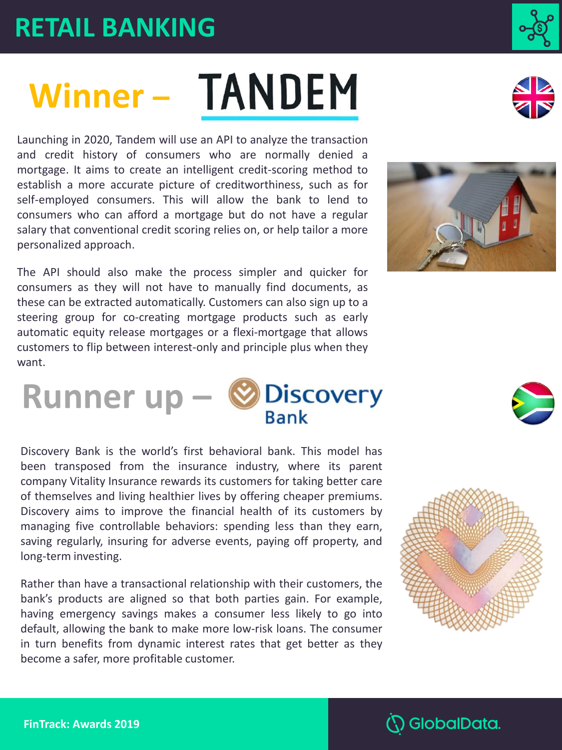# RETAIL BANKING

## Winner – TANDEM

Launching in 2020, Tandem will use an API to analyze the transaction and credit history of consumers who are normally denied a mortgage. It aims to create an intelligent credit-scoring method to establish a more accurate picture of creditworthiness, such as for self-employed consumers. This will allow the bank to lend to consumers who can afford a mortgage but do not have a regular salary that conventional credit scoring relies on, or help tailor a more personalized approach.

The API should also make the process simpler and quicker for consumers as they will not have to manually find documents, as these can be extracted automatically. Customers can also sign up to a steering group for co-creating mortgage products such as early automatic equity release mortgages or a flexi-mortgage that allows customers to flip between interest-only and principle plus when they want.

## Runner up – Discovery Bank

Discovery Bank is the world's first behavioral bank. This model has been transposed from the insurance industry, where its parent company Vitality Insurance rewards its customers for taking better care of themselves and living healthier lives by offering cheaper premiums. Discovery aims to improve the financial health of its customers by managing five controllable behaviors: spending less than they earn, saving regularly, insuring for adverse events, paying off property, and long-term investing.

Rather than have a transactional relationship with their customers, the bank's products are aligned so that both parties gain. For example, having emergency savings makes a consumer less likely to go into default, allowing the bank to make more low-risk loans. The consumer in turn benefits from dynamic interest rates that get better as they become a safer, more profitable customer.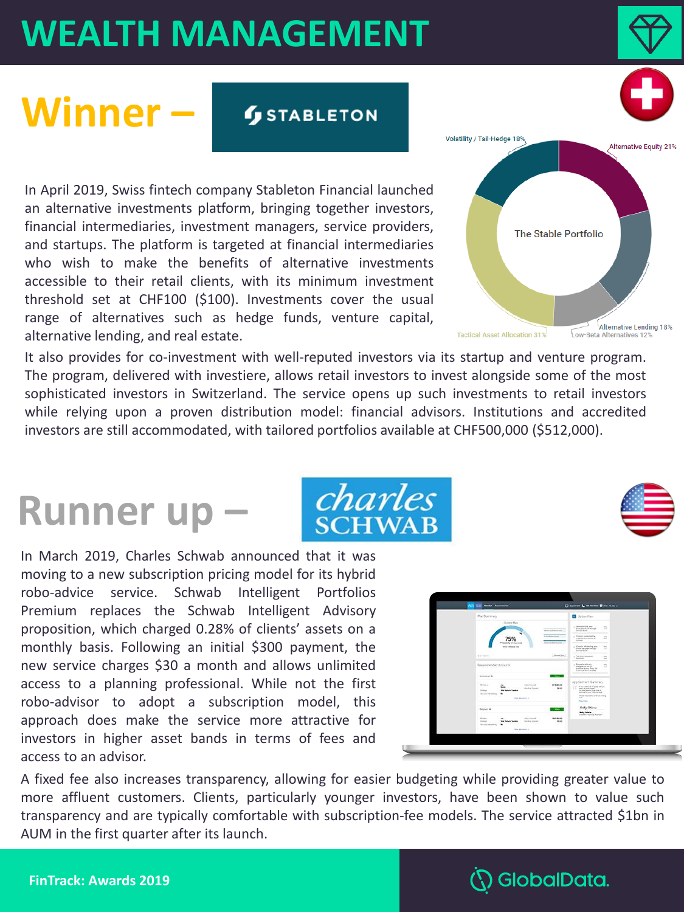# WEALTH MANAGEMENT

## Winner – STABLETON

In April 2019, Swiss fintech company Stableton Financial launched an alternative investments platform, bringing together investors, financial intermediaries, investment managers, service providers, and startups. The platform is targeted at financial intermediaries who wish to make the benefits of alternative investments accessible to their retail clients, with its minimum investment threshold set at CHF100 ($100). Investments cover the usual range of alternatives such as hedge funds, venture capital, alternative lending, and real estate.

The Stable Portfolio

- Volatility / Tail-Hedge 18%
- Alternative Equity 21%
- Alternative Lending 18%
- Low-Beta Alternatives 12%
- Tactical Asset Allocation 31%

It also provides for co-investment with well-reputed investors via its startup and venture program. The program, delivered with investiere, allows retail investors to invest alongside some of the most sophisticated investors in Switzerland. The service opens up such investments to retail investors while relying upon a proven distribution model: financial advisors. Institutions and accredited investors are still accommodated, with tailored portfolios available at CHF500,000 ($512,000).

## Runner up – Charles Schwab

In March 2019, Charles Schwab announced that it was moving to a new subscription pricing model for its hybrid robo-advice service. Schwab Intelligent Portfolios Premium replaces the Schwab Intelligent Advisory proposition, which charged 0.28% of clients' assets on a monthly basis. Following an initial $300 payment, the new service charges $30 a month and allows unlimited access to a planning professional. While not the first robo-advisor to adopt a subscription model, this approach does make the service more attractive for investors in higher asset bands in terms of fees and access to an advisor.

A fixed fee also increases transparency, allowing for easier budgeting while providing greater value to more affluent customers. Clients, particularly younger investors, have been shown to value such transparency and are typically comfortable with subscription-fee models. The service attracted $1bn in AUM in the first quarter after its launch.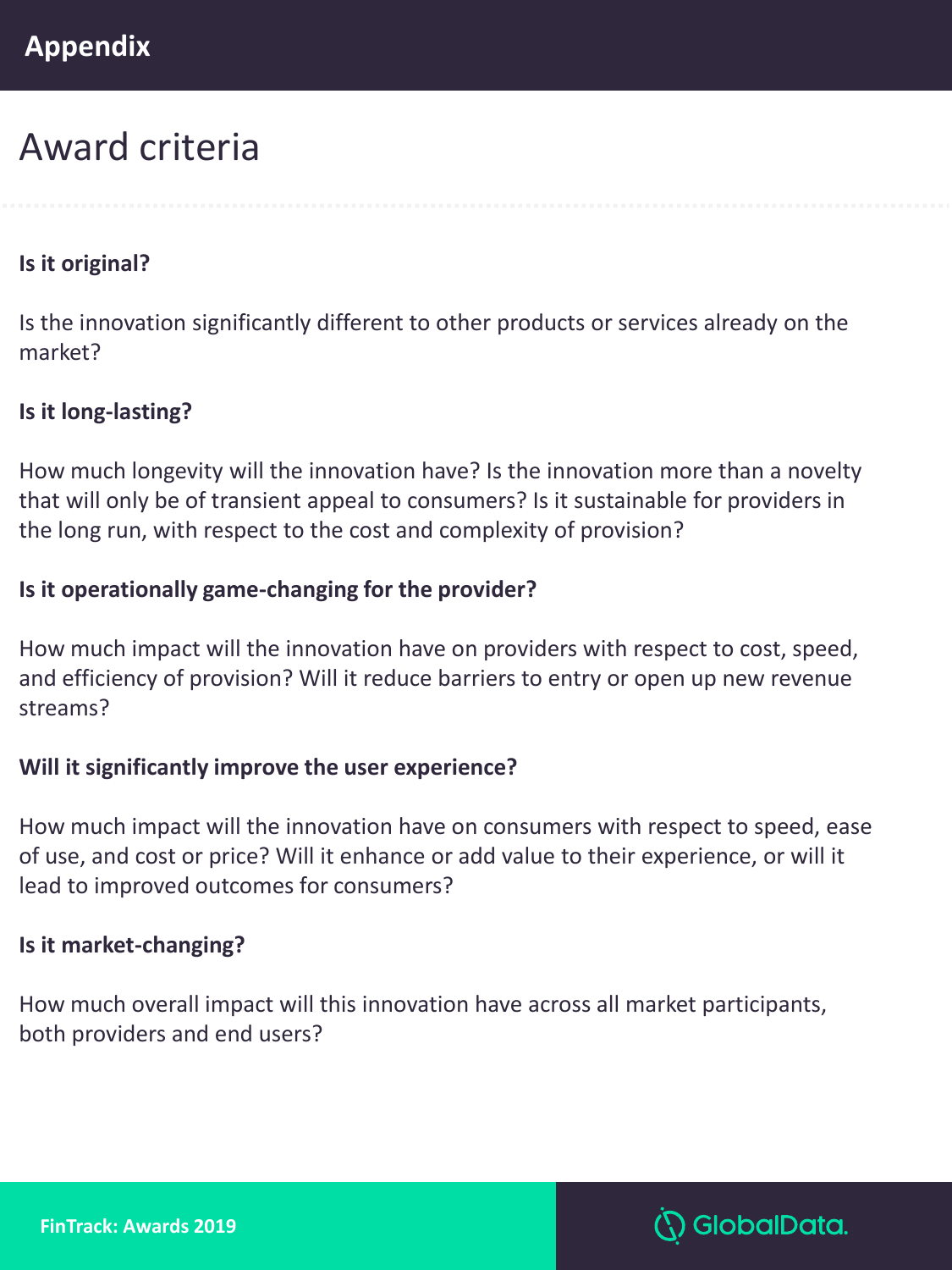# Appendix

## Award criteria

**Is it original?**

Is the innovation significantly different to other products or services already on the market?

**Is it long-lasting?**

How much longevity will the innovation have? Is the innovation more than a novelty that will only be of transient appeal to consumers? Is it sustainable for providers in the long run, with respect to the cost and complexity of provision?

**Is it operationally game-changing for the provider?**

How much impact will the innovation have on providers with respect to cost, speed, and efficiency of provision? Will it reduce barriers to entry or open up new revenue streams?

**Will it significantly improve the user experience?**

How much impact will the innovation have on consumers with respect to speed, ease of use, and cost or price? Will it enhance or add value to their experience, or will it lead to improved outcomes for consumers?

**Is it market-changing?**

How much overall impact will this innovation have across all market participants, both providers and end users?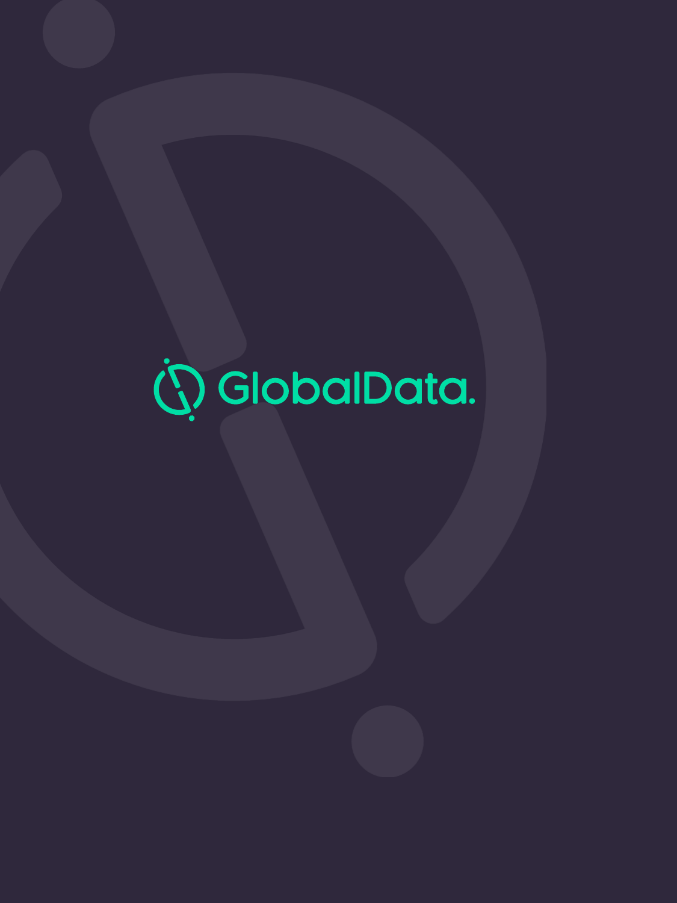GlobalData.